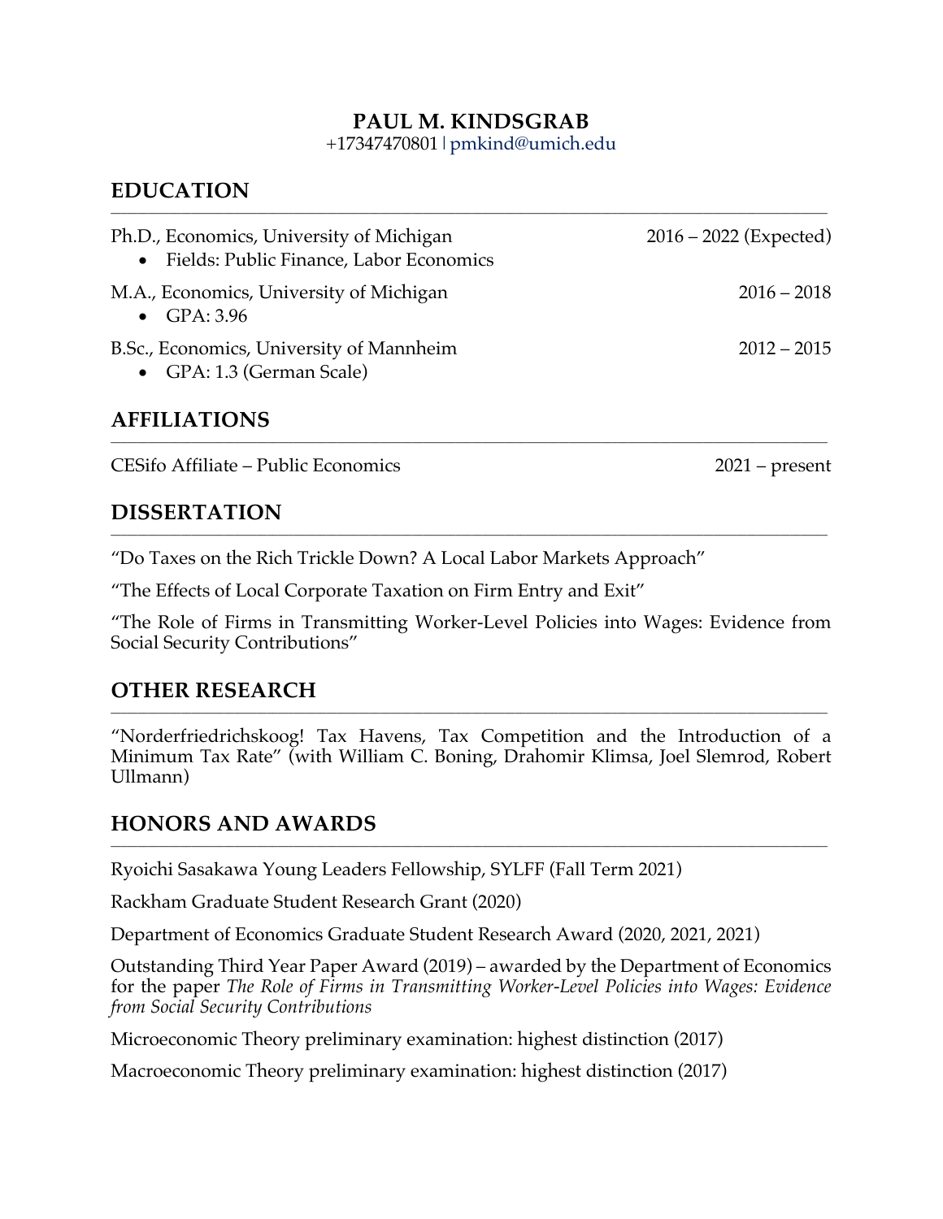# PAUL M. KINDSGRAB

+17347470801 | pmkind@umich.edu

## EDUCATION

Ph.D., Economics, University of Michigan — 2016 – 2022 (Expected)

- Fields: Public Finance, Labor Economics

M.A., Economics, University of Michigan — 2016 – 2018

- GPA: 3.96

B.Sc., Economics, University of Mannheim — 2012 – 2015

- GPA: 1.3 (German Scale)

## AFFILIATIONS

CESifo Affiliate – Public Economics — 2021 – present

## DISSERTATION

"Do Taxes on the Rich Trickle Down? A Local Labor Markets Approach"

"The Effects of Local Corporate Taxation on Firm Entry and Exit"

"The Role of Firms in Transmitting Worker-Level Policies into Wages: Evidence from Social Security Contributions"

## OTHER RESEARCH

"Norderfriedrichskoog! Tax Havens, Tax Competition and the Introduction of a Minimum Tax Rate" (with William C. Boning, Drahomir Klimsa, Joel Slemrod, Robert Ullmann)

## HONORS AND AWARDS

Ryoichi Sasakawa Young Leaders Fellowship, SYLFF (Fall Term 2021)

Rackham Graduate Student Research Grant (2020)

Department of Economics Graduate Student Research Award (2020, 2021, 2021)

Outstanding Third Year Paper Award (2019) – awarded by the Department of Economics for the paper *The Role of Firms in Transmitting Worker-Level Policies into Wages: Evidence from Social Security Contributions*

Microeconomic Theory preliminary examination: highest distinction (2017)

Macroeconomic Theory preliminary examination: highest distinction (2017)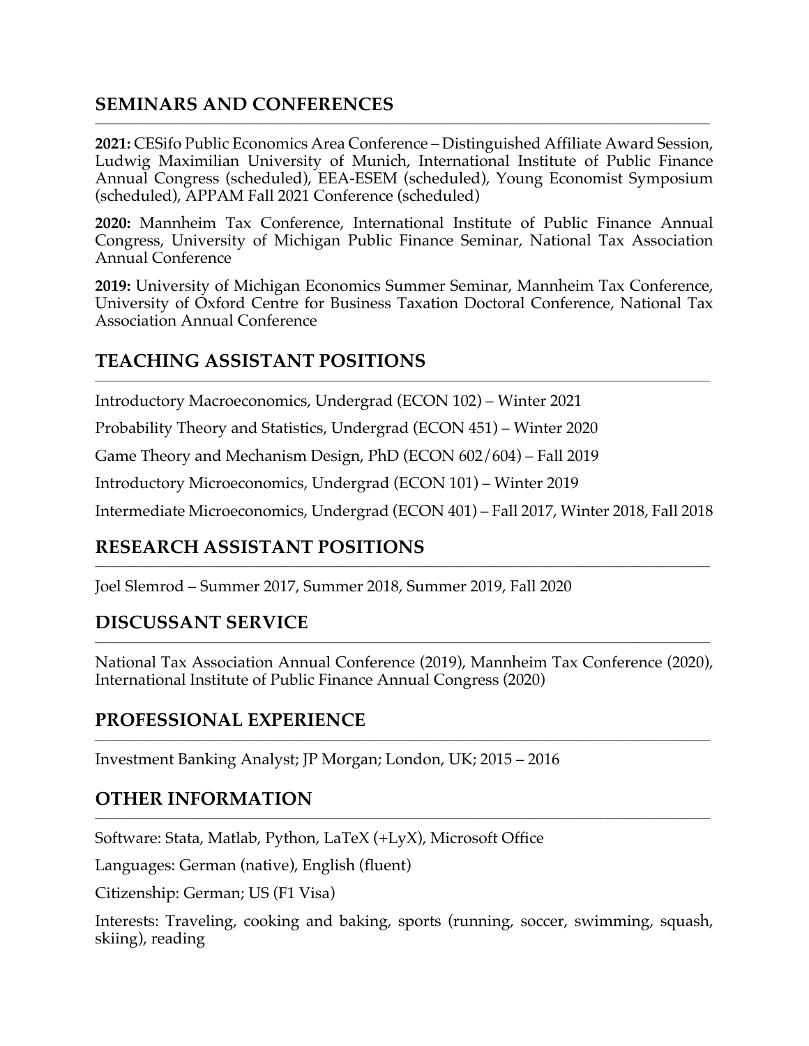## SEMINARS AND CONFERENCES

**2021:** CESifo Public Economics Area Conference – Distinguished Affiliate Award Session, Ludwig Maximilian University of Munich, International Institute of Public Finance Annual Congress (scheduled), EEA-ESEM (scheduled), Young Economist Symposium (scheduled), APPAM Fall 2021 Conference (scheduled)

**2020:** Mannheim Tax Conference, International Institute of Public Finance Annual Congress, University of Michigan Public Finance Seminar, National Tax Association Annual Conference

**2019:** University of Michigan Economics Summer Seminar, Mannheim Tax Conference, University of Oxford Centre for Business Taxation Doctoral Conference, National Tax Association Annual Conference

## TEACHING ASSISTANT POSITIONS

Introductory Macroeconomics, Undergrad (ECON 102) – Winter 2021

Probability Theory and Statistics, Undergrad (ECON 451) – Winter 2020

Game Theory and Mechanism Design, PhD (ECON 602/604) – Fall 2019

Introductory Microeconomics, Undergrad (ECON 101) – Winter 2019

Intermediate Microeconomics, Undergrad (ECON 401) – Fall 2017, Winter 2018, Fall 2018

## RESEARCH ASSISTANT POSITIONS

Joel Slemrod – Summer 2017, Summer 2018, Summer 2019, Fall 2020

## DISCUSSANT SERVICE

National Tax Association Annual Conference (2019), Mannheim Tax Conference (2020), International Institute of Public Finance Annual Congress (2020)

## PROFESSIONAL EXPERIENCE

Investment Banking Analyst; JP Morgan; London, UK; 2015 – 2016

## OTHER INFORMATION

Software: Stata, Matlab, Python, LaTeX (+LyX), Microsoft Office

Languages: German (native), English (fluent)

Citizenship: German; US (F1 Visa)

Interests: Traveling, cooking and baking, sports (running, soccer, swimming, squash, skiing), reading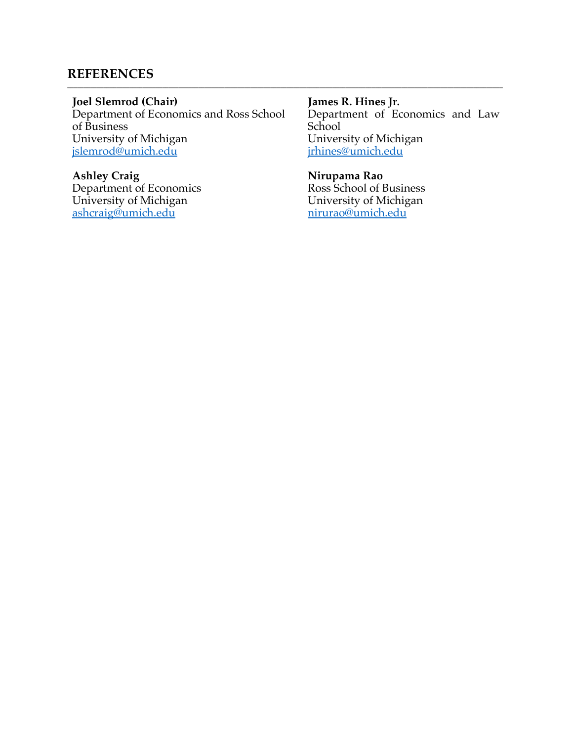## REFERENCES

**Joel Slemrod (Chair)**
Department of Economics and Ross School of Business
University of Michigan
jslemrod@umich.edu

**Ashley Craig**
Department of Economics
University of Michigan
ashcraig@umich.edu

**James R. Hines Jr.**
Department of Economics and Law School
University of Michigan
jrhines@umich.edu

**Nirupama Rao**
Ross School of Business
University of Michigan
nirurao@umich.edu